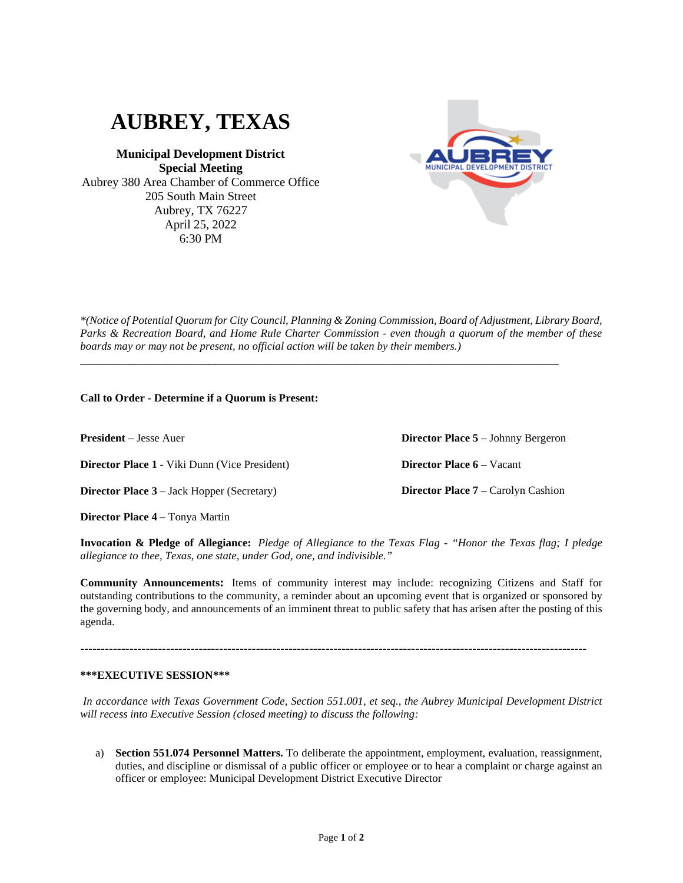# AUBREY, TEXAS

**Municipal Development District**
**Special Meeting**
Aubrey 380 Area Chamber of Commerce Office
205 South Main Street
Aubrey, TX 76227
April 25, 2022
6:30 PM

*\*(Notice of Potential Quorum for City Council, Planning & Zoning Commission, Board of Adjustment, Library Board, Parks & Recreation Board, and Home Rule Charter Commission - even though a quorum of the member of these boards may or may not be present, no official action will be taken by their members.)*

---

**Call to Order - Determine if a Quorum is Present:**

**President** – Jesse Auer

**Director Place 1** - Viki Dunn (Vice President)

**Director Place 3** – Jack Hopper (Secretary)

**Director Place 4** – Tonya Martin

**Director Place 5** – Johnny Bergeron

**Director Place 6** – Vacant

**Director Place 7** – Carolyn Cashion

**Invocation & Pledge of Allegiance:** *Pledge of Allegiance to the Texas Flag - "Honor the Texas flag; I pledge allegiance to thee, Texas, one state, under God, one, and indivisible."*

**Community Announcements:** Items of community interest may include: recognizing Citizens and Staff for outstanding contributions to the community, a reminder about an upcoming event that is organized or sponsored by the governing body, and announcements of an imminent threat to public safety that has arisen after the posting of this agenda.

---

**\*\*\*EXECUTIVE SESSION\*\*\***

*In accordance with Texas Government Code, Section 551.001, et seq., the Aubrey Municipal Development District will recess into Executive Session (closed meeting) to discuss the following:*

a) **Section 551.074 Personnel Matters.** To deliberate the appointment, employment, evaluation, reassignment, duties, and discipline or dismissal of a public officer or employee or to hear a complaint or charge against an officer or employee: Municipal Development District Executive Director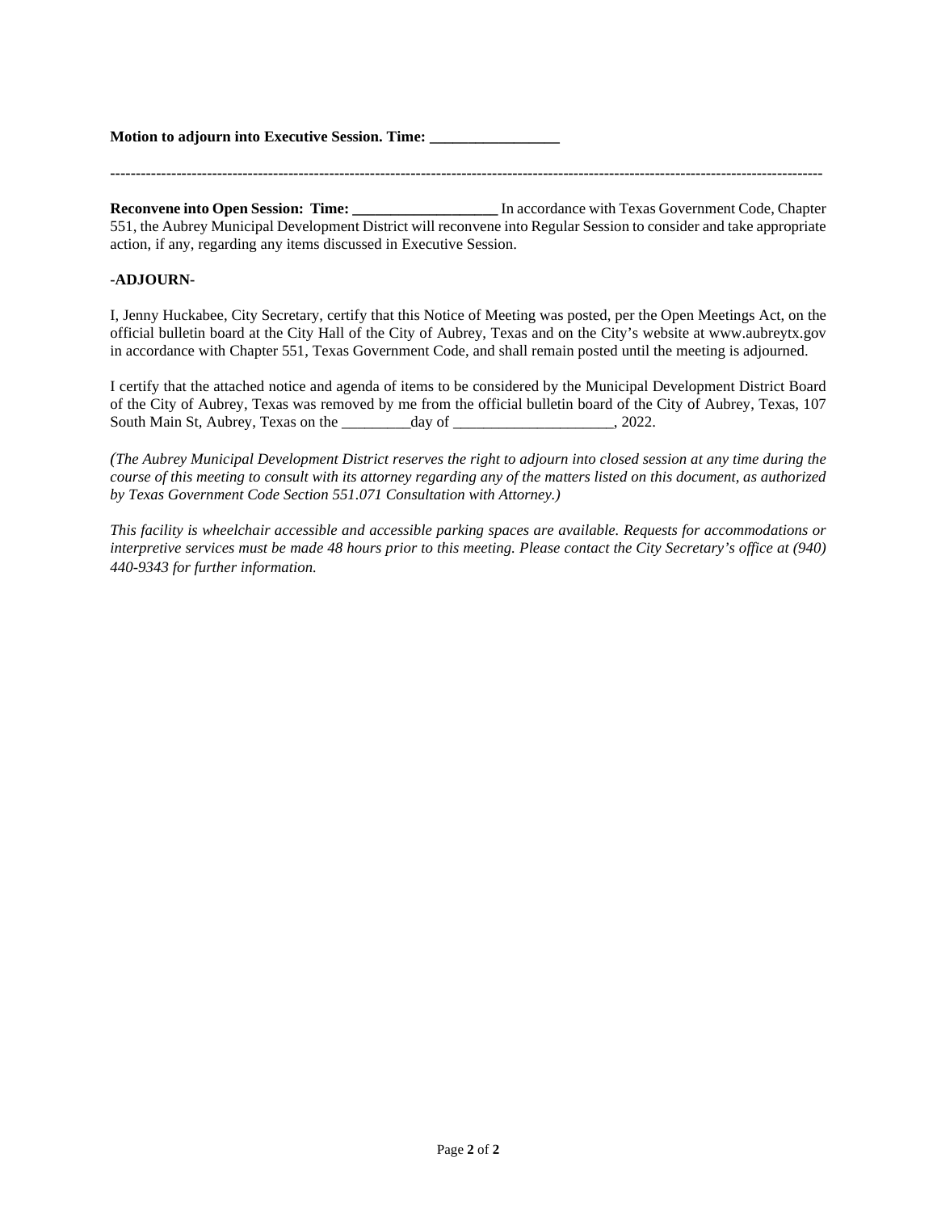**Motion to adjourn into Executive Session. Time: _________________**

-----------------------------------------------------------------------------------------------------------------------------------------

**Reconvene into Open Session: Time: ___________________** In accordance with Texas Government Code, Chapter 551, the Aubrey Municipal Development District will reconvene into Regular Session to consider and take appropriate action, if any, regarding any items discussed in Executive Session.

**-ADJOURN-**

I, Jenny Huckabee, City Secretary, certify that this Notice of Meeting was posted, per the Open Meetings Act, on the official bulletin board at the City Hall of the City of Aubrey, Texas and on the City's website at www.aubreytx.gov in accordance with Chapter 551, Texas Government Code, and shall remain posted until the meeting is adjourned.

I certify that the attached notice and agenda of items to be considered by the Municipal Development District Board of the City of Aubrey, Texas was removed by me from the official bulletin board of the City of Aubrey, Texas, 107 South Main St, Aubrey, Texas on the _________day of _____________________, 2022.

*(The Aubrey Municipal Development District reserves the right to adjourn into closed session at any time during the course of this meeting to consult with its attorney regarding any of the matters listed on this document, as authorized by Texas Government Code Section 551.071 Consultation with Attorney.)*

*This facility is wheelchair accessible and accessible parking spaces are available. Requests for accommodations or interpretive services must be made 48 hours prior to this meeting. Please contact the City Secretary's office at (940) 440-9343 for further information.*